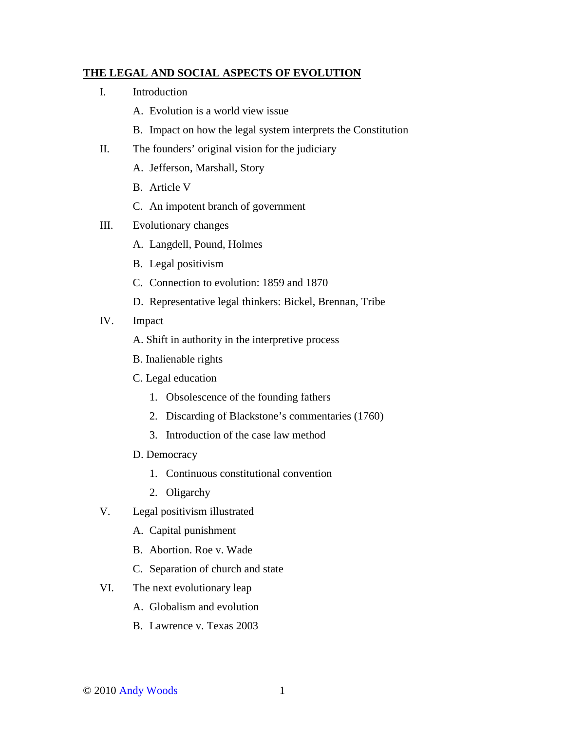# THE LEGAL AND SOCIAL ASPECTS OF EVOLUTION

I. Introduction

   A. Evolution is a world view issue

   B. Impact on how the legal system interprets the Constitution

II. The founders' original vision for the judiciary

   A. Jefferson, Marshall, Story

   B. Article V

   C. An impotent branch of government

III. Evolutionary changes

   A. Langdell, Pound, Holmes

   B. Legal positivism

   C. Connection to evolution: 1859 and 1870

   D. Representative legal thinkers: Bickel, Brennan, Tribe

IV. Impact

   A. Shift in authority in the interpretive process

   B. Inalienable rights

   C. Legal education

      1. Obsolescence of the founding fathers

      2. Discarding of Blackstone's commentaries (1760)

      3. Introduction of the case law method

   D. Democracy

      1. Continuous constitutional convention

      2. Oligarchy

V. Legal positivism illustrated

   A. Capital punishment

   B. Abortion. Roe v. Wade

   C. Separation of church and state

VI. The next evolutionary leap

   A. Globalism and evolution

   B. Lawrence v. Texas 2003

© 2010 Andy Woods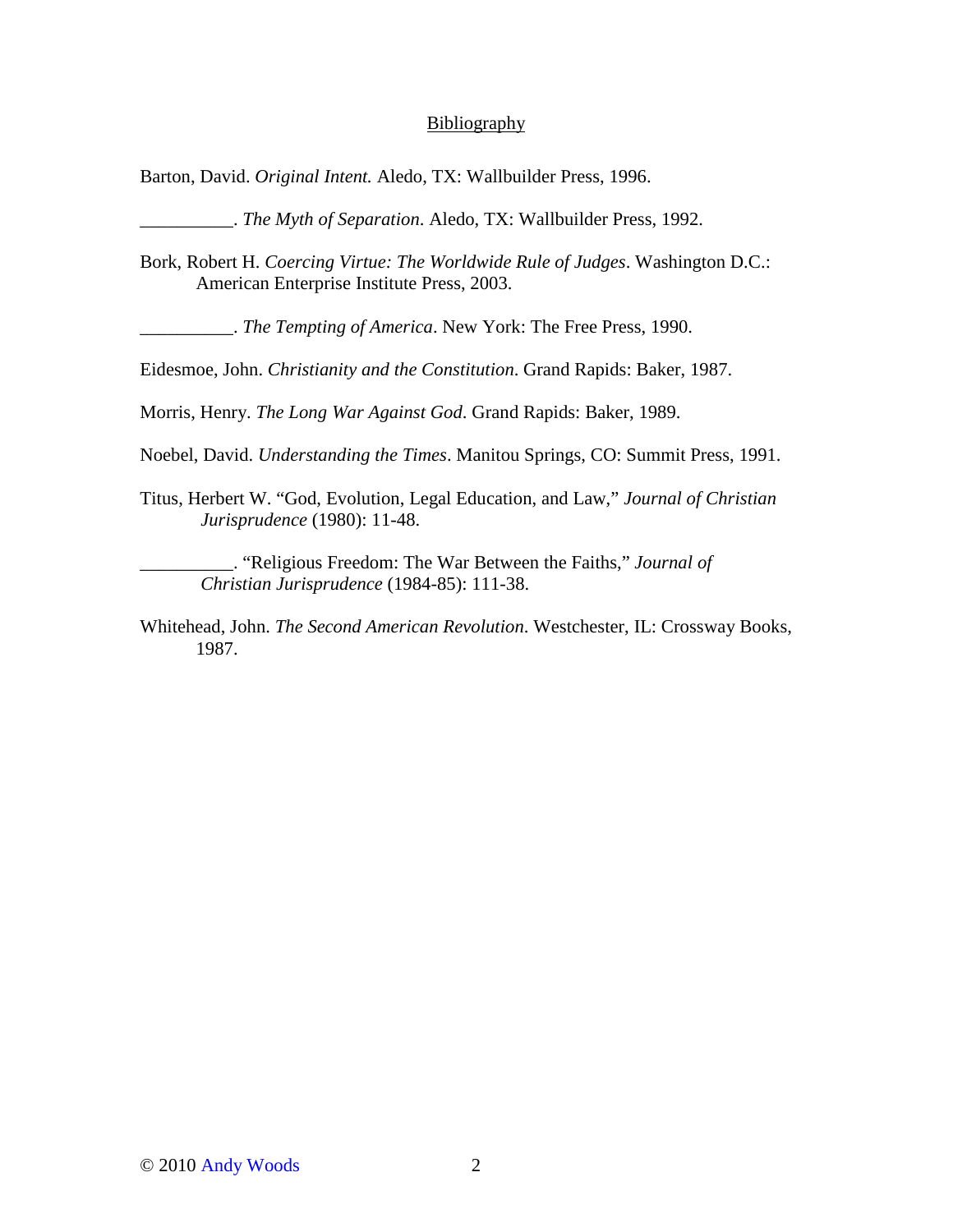## Bibliography

Barton, David. *Original Intent.* Aledo, TX: Wallbuilder Press, 1996.

__________. *The Myth of Separation*. Aledo, TX: Wallbuilder Press, 1992.

Bork, Robert H. *Coercing Virtue: The Worldwide Rule of Judges*. Washington D.C.: American Enterprise Institute Press, 2003.

__________. *The Tempting of America*. New York: The Free Press, 1990.

Eidesmoe, John. *Christianity and the Constitution*. Grand Rapids: Baker, 1987.

Morris, Henry. *The Long War Against God*. Grand Rapids: Baker, 1989.

Noebel, David. *Understanding the Times*. Manitou Springs, CO: Summit Press, 1991.

Titus, Herbert W. "God, Evolution, Legal Education, and Law," *Journal of Christian Jurisprudence* (1980): 11-48.

__________. "Religious Freedom: The War Between the Faiths," *Journal of Christian Jurisprudence* (1984-85): 111-38.

Whitehead, John. *The Second American Revolution*. Westchester, IL: Crossway Books, 1987.

© 2010 Andy Woods